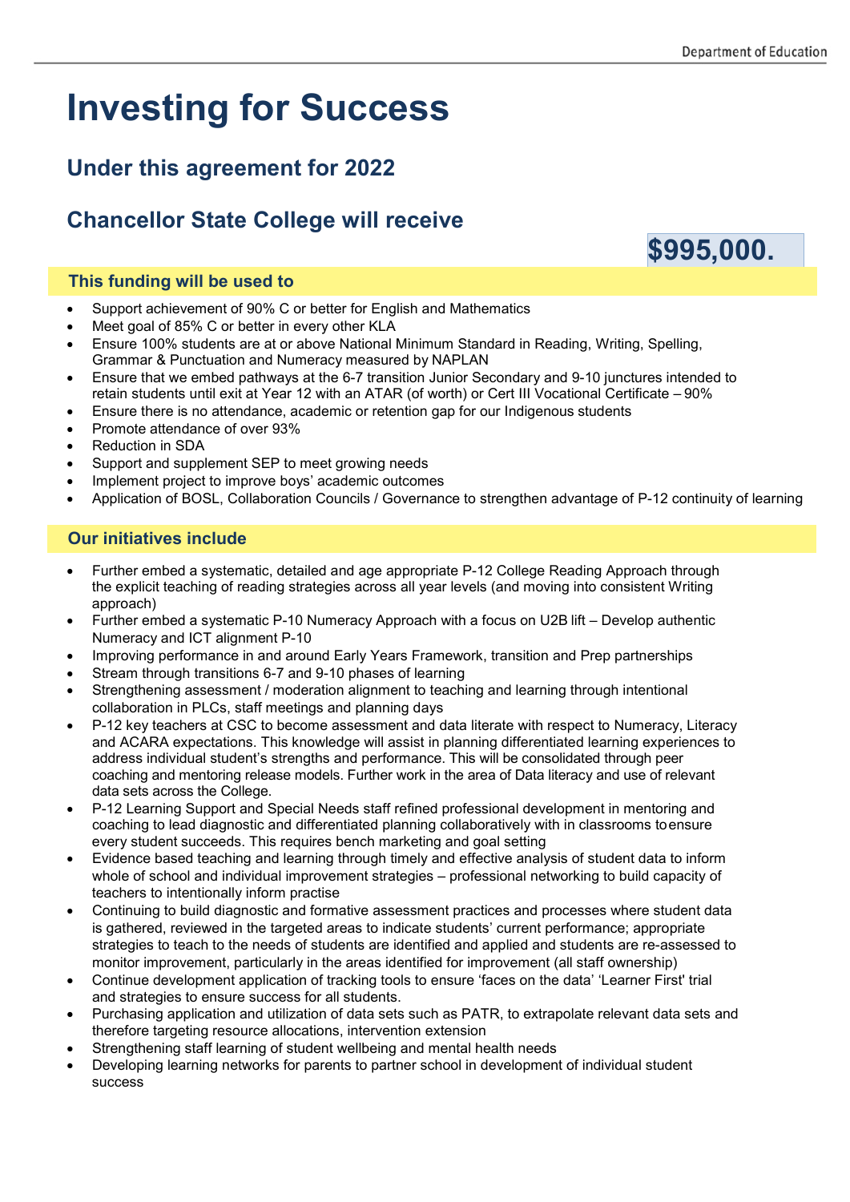# Investing for Success

## Under this agreement for 2022

## Chancellor State College will receive

**$995,000.**

### This funding will be used to

- Support achievement of 90% C or better for English and Mathematics
- Meet goal of 85% C or better in every other KLA
- Ensure 100% students are at or above National Minimum Standard in Reading, Writing, Spelling, Grammar & Punctuation and Numeracy measured by NAPLAN
- Ensure that we embed pathways at the 6-7 transition Junior Secondary and 9-10 junctures intended to retain students until exit at Year 12 with an ATAR (of worth) or Cert III Vocational Certificate – 90%
- Ensure there is no attendance, academic or retention gap for our Indigenous students
- Promote attendance of over 93%
- Reduction in SDA
- Support and supplement SEP to meet growing needs
- Implement project to improve boys' academic outcomes
- Application of BOSL, Collaboration Councils / Governance to strengthen advantage of P-12 continuity of learning

### Our initiatives include

- Further embed a systematic, detailed and age appropriate P-12 College Reading Approach through the explicit teaching of reading strategies across all year levels (and moving into consistent Writing approach)
- Further embed a systematic P-10 Numeracy Approach with a focus on U2B lift – Develop authentic Numeracy and ICT alignment P-10
- Improving performance in and around Early Years Framework, transition and Prep partnerships
- Stream through transitions 6-7 and 9-10 phases of learning
- Strengthening assessment / moderation alignment to teaching and learning through intentional collaboration in PLCs, staff meetings and planning days
- P-12 key teachers at CSC to become assessment and data literate with respect to Numeracy, Literacy and ACARA expectations. This knowledge will assist in planning differentiated learning experiences to address individual student's strengths and performance. This will be consolidated through peer coaching and mentoring release models. Further work in the area of Data literacy and use of relevant data sets across the College.
- P-12 Learning Support and Special Needs staff refined professional development in mentoring and coaching to lead diagnostic and differentiated planning collaboratively with in classrooms toensure every student succeeds. This requires bench marketing and goal setting
- Evidence based teaching and learning through timely and effective analysis of student data to inform whole of school and individual improvement strategies – professional networking to build capacity of teachers to intentionally inform practise
- Continuing to build diagnostic and formative assessment practices and processes where student data is gathered, reviewed in the targeted areas to indicate students' current performance; appropriate strategies to teach to the needs of students are identified and applied and students are re-assessed to monitor improvement, particularly in the areas identified for improvement (all staff ownership)
- Continue development application of tracking tools to ensure 'faces on the data' 'Learner First' trial and strategies to ensure success for all students.
- Purchasing application and utilization of data sets such as PATR, to extrapolate relevant data sets and therefore targeting resource allocations, intervention extension
- Strengthening staff learning of student wellbeing and mental health needs
- Developing learning networks for parents to partner school in development of individual student success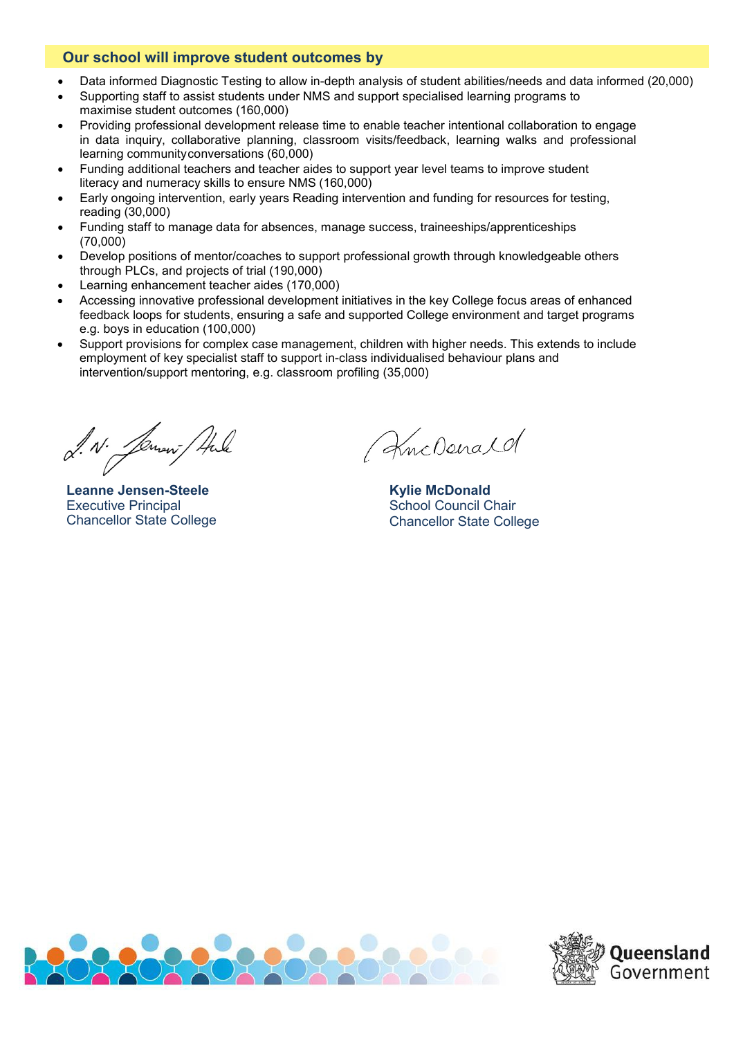## Our school will improve student outcomes by

- Data informed Diagnostic Testing to allow in-depth analysis of student abilities/needs and data informed (20,000)
- Supporting staff to assist students under NMS and support specialised learning programs to maximise student outcomes (160,000)
- Providing professional development release time to enable teacher intentional collaboration to engage in data inquiry, collaborative planning, classroom visits/feedback, learning walks and professional learning communityconversations (60,000)
- Funding additional teachers and teacher aides to support year level teams to improve student literacy and numeracy skills to ensure NMS (160,000)
- Early ongoing intervention, early years Reading intervention and funding for resources for testing, reading (30,000)
- Funding staff to manage data for absences, manage success, traineeships/apprenticeships (70,000)
- Develop positions of mentor/coaches to support professional growth through knowledgeable others through PLCs, and projects of trial (190,000)
- Learning enhancement teacher aides (170,000)
- Accessing innovative professional development initiatives in the key College focus areas of enhanced feedback loops for students, ensuring a safe and supported College environment and target programs e.g. boys in education (100,000)
- Support provisions for complex case management, children with higher needs. This extends to include employment of key specialist staff to support in-class individualised behaviour plans and intervention/support mentoring, e.g. classroom profiling (35,000)

**Leanne Jensen-Steele**
Executive Principal
Chancellor State College

**Kylie McDonald**
School Council Chair
Chancellor State College